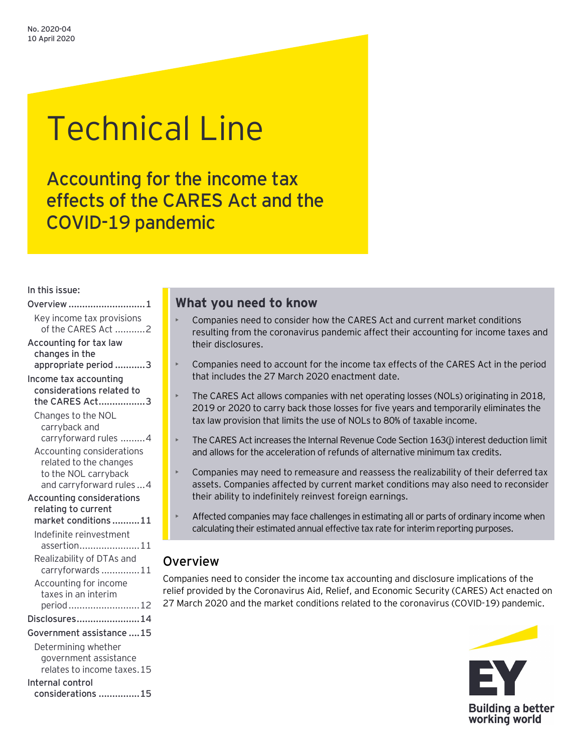No. 2020-04
10 April 2020

# Technical Line

## Accounting for the income tax effects of the CARES Act and the COVID-19 pandemic

**In this issue:**

- Overview ............................1
  - Key income tax provisions of the CARES Act ...........2
- Accounting for tax law changes in the appropriate period ...........3
- Income tax accounting considerations related to the CARES Act.................3
  - Changes to the NOL carryback and carryforward rules .........4
  - Accounting considerations related to the changes to the NOL carryback and carryforward rules ...4
- Accounting considerations relating to current market conditions ..........11
  - Indefinite reinvestment assertion......................11
  - Realizability of DTAs and carryforwards ..............11
  - Accounting for income taxes in an interim period..........................12
- Disclosures.......................14
- Government assistance ....15
  - Determining whether government assistance relates to income taxes.15
- Internal control considerations ...............15

## What you need to know

- Companies need to consider how the CARES Act and current market conditions resulting from the coronavirus pandemic affect their accounting for income taxes and their disclosures.
- Companies need to account for the income tax effects of the CARES Act in the period that includes the 27 March 2020 enactment date.
- The CARES Act allows companies with net operating losses (NOLs) originating in 2018, 2019 or 2020 to carry back those losses for five years and temporarily eliminates the tax law provision that limits the use of NOLs to 80% of taxable income.
- The CARES Act increases the Internal Revenue Code Section 163(j) interest deduction limit and allows for the acceleration of refunds of alternative minimum tax credits.
- Companies may need to remeasure and reassess the realizability of their deferred tax assets. Companies affected by current market conditions may also need to reconsider their ability to indefinitely reinvest foreign earnings.
- Affected companies may face challenges in estimating all or parts of ordinary income when calculating their estimated annual effective tax rate for interim reporting purposes.

## Overview

Companies need to consider the income tax accounting and disclosure implications of the relief provided by the Coronavirus Aid, Relief, and Economic Security (CARES) Act enacted on 27 March 2020 and the market conditions related to the coronavirus (COVID-19) pandemic.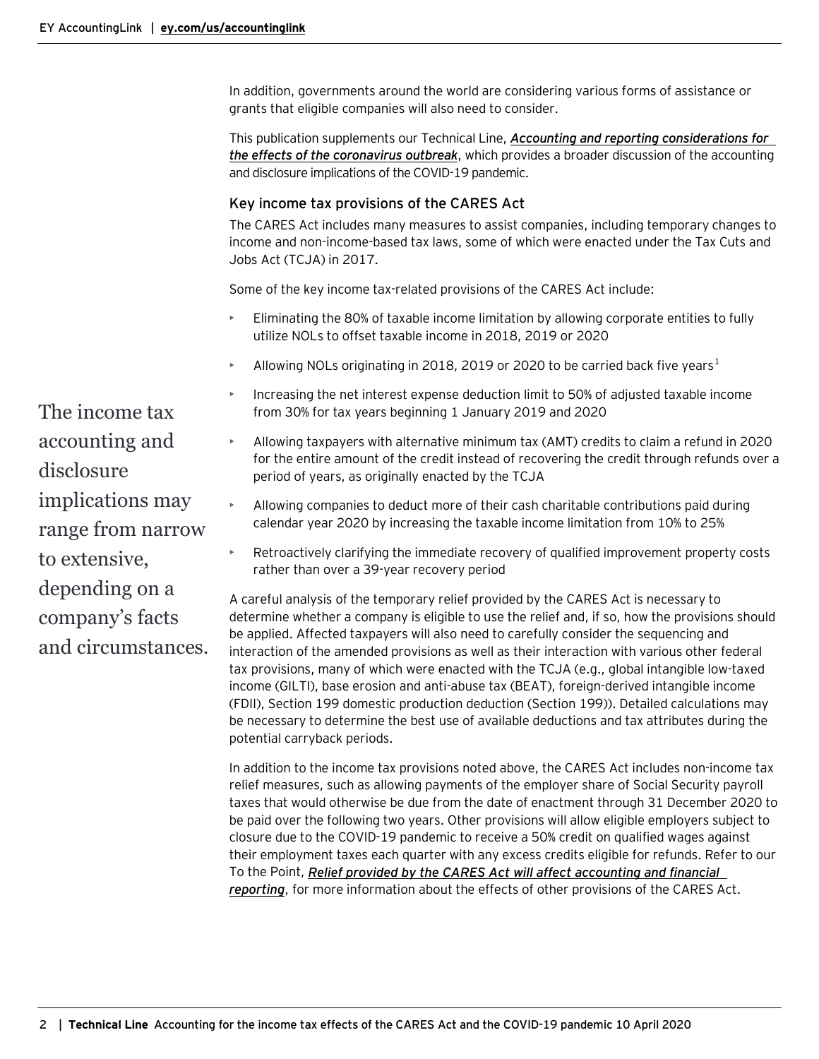In addition, governments around the world are considering various forms of assistance or grants that eligible companies will also need to consider.

This publication supplements our Technical Line, ***Accounting and reporting considerations for the effects of the coronavirus outbreak***, which provides a broader discussion of the accounting and disclosure implications of the COVID-19 pandemic.

## Key income tax provisions of the CARES Act

The CARES Act includes many measures to assist companies, including temporary changes to income and non-income-based tax laws, some of which were enacted under the Tax Cuts and Jobs Act (TCJA) in 2017.

Some of the key income tax-related provisions of the CARES Act include:

- Eliminating the 80% of taxable income limitation by allowing corporate entities to fully utilize NOLs to offset taxable income in 2018, 2019 or 2020
- Allowing NOLs originating in 2018, 2019 or 2020 to be carried back five years[1]
- Increasing the net interest expense deduction limit to 50% of adjusted taxable income from 30% for tax years beginning 1 January 2019 and 2020
- Allowing taxpayers with alternative minimum tax (AMT) credits to claim a refund in 2020 for the entire amount of the credit instead of recovering the credit through refunds over a period of years, as originally enacted by the TCJA
- Allowing companies to deduct more of their cash charitable contributions paid during calendar year 2020 by increasing the taxable income limitation from 10% to 25%
- Retroactively clarifying the immediate recovery of qualified improvement property costs rather than over a 39-year recovery period

The income tax accounting and disclosure implications may range from narrow to extensive, depending on a company's facts and circumstances.

A careful analysis of the temporary relief provided by the CARES Act is necessary to determine whether a company is eligible to use the relief and, if so, how the provisions should be applied. Affected taxpayers will also need to carefully consider the sequencing and interaction of the amended provisions as well as their interaction with various other federal tax provisions, many of which were enacted with the TCJA (e.g., global intangible low-taxed income (GILTI), base erosion and anti-abuse tax (BEAT), foreign-derived intangible income (FDII), Section 199 domestic production deduction (Section 199)). Detailed calculations may be necessary to determine the best use of available deductions and tax attributes during the potential carryback periods.

In addition to the income tax provisions noted above, the CARES Act includes non-income tax relief measures, such as allowing payments of the employer share of Social Security payroll taxes that would otherwise be due from the date of enactment through 31 December 2020 to be paid over the following two years. Other provisions will allow eligible employers subject to closure due to the COVID-19 pandemic to receive a 50% credit on qualified wages against their employment taxes each quarter with any excess credits eligible for refunds. Refer to our To the Point, ***Relief provided by the CARES Act will affect accounting and financial reporting***, for more information about the effects of other provisions of the CARES Act.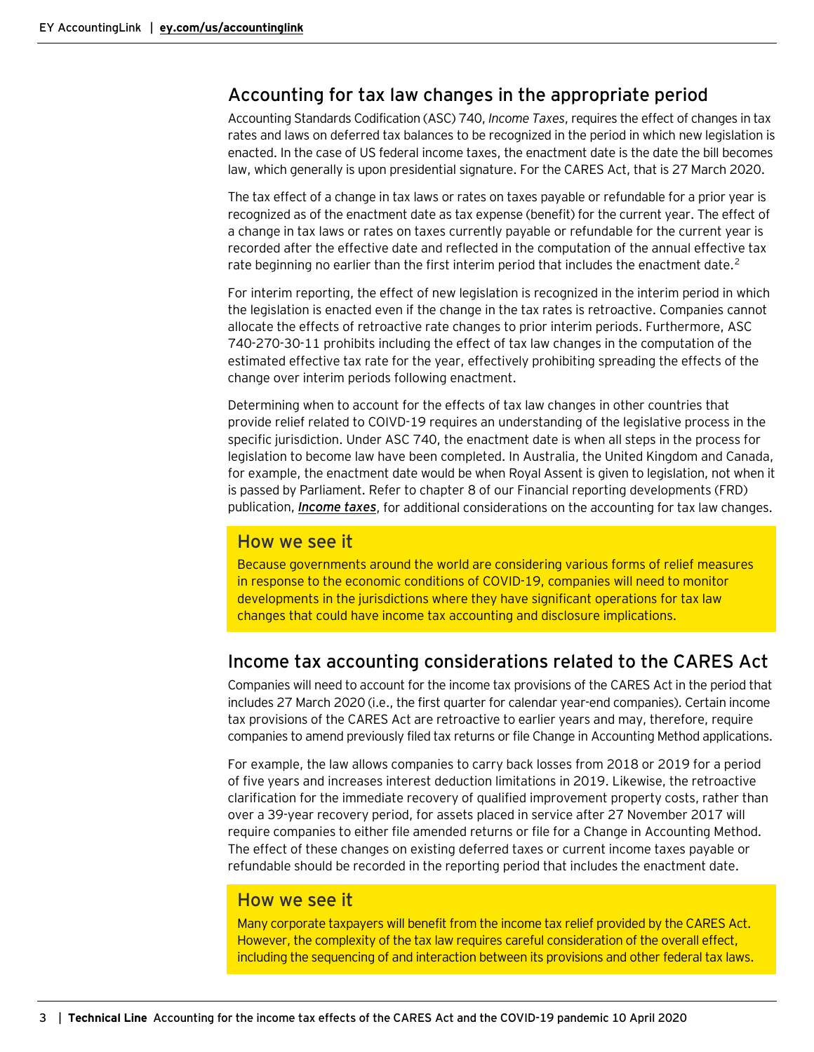## Accounting for tax law changes in the appropriate period

Accounting Standards Codification (ASC) 740, *Income Taxes*, requires the effect of changes in tax rates and laws on deferred tax balances to be recognized in the period in which new legislation is enacted. In the case of US federal income taxes, the enactment date is the date the bill becomes law, which generally is upon presidential signature. For the CARES Act, that is 27 March 2020.

The tax effect of a change in tax laws or rates on taxes payable or refundable for a prior year is recognized as of the enactment date as tax expense (benefit) for the current year. The effect of a change in tax laws or rates on taxes currently payable or refundable for the current year is recorded after the effective date and reflected in the computation of the annual effective tax rate beginning no earlier than the first interim period that includes the enactment date.[2]

For interim reporting, the effect of new legislation is recognized in the interim period in which the legislation is enacted even if the change in the tax rates is retroactive. Companies cannot allocate the effects of retroactive rate changes to prior interim periods. Furthermore, ASC 740-270-30-11 prohibits including the effect of tax law changes in the computation of the estimated effective tax rate for the year, effectively prohibiting spreading the effects of the change over interim periods following enactment.

Determining when to account for the effects of tax law changes in other countries that provide relief related to COIVD-19 requires an understanding of the legislative process in the specific jurisdiction. Under ASC 740, the enactment date is when all steps in the process for legislation to become law have been completed. In Australia, the United Kingdom and Canada, for example, the enactment date would be when Royal Assent is given to legislation, not when it is passed by Parliament. Refer to chapter 8 of our Financial reporting developments (FRD) publication, ***Income taxes***, for additional considerations on the accounting for tax law changes.

### How we see it

Because governments around the world are considering various forms of relief measures in response to the economic conditions of COVID-19, companies will need to monitor developments in the jurisdictions where they have significant operations for tax law changes that could have income tax accounting and disclosure implications.

## Income tax accounting considerations related to the CARES Act

Companies will need to account for the income tax provisions of the CARES Act in the period that includes 27 March 2020 (i.e., the first quarter for calendar year-end companies). Certain income tax provisions of the CARES Act are retroactive to earlier years and may, therefore, require companies to amend previously filed tax returns or file Change in Accounting Method applications.

For example, the law allows companies to carry back losses from 2018 or 2019 for a period of five years and increases interest deduction limitations in 2019. Likewise, the retroactive clarification for the immediate recovery of qualified improvement property costs, rather than over a 39-year recovery period, for assets placed in service after 27 November 2017 will require companies to either file amended returns or file for a Change in Accounting Method. The effect of these changes on existing deferred taxes or current income taxes payable or refundable should be recorded in the reporting period that includes the enactment date.

### How we see it

Many corporate taxpayers will benefit from the income tax relief provided by the CARES Act. However, the complexity of the tax law requires careful consideration of the overall effect, including the sequencing of and interaction between its provisions and other federal tax laws.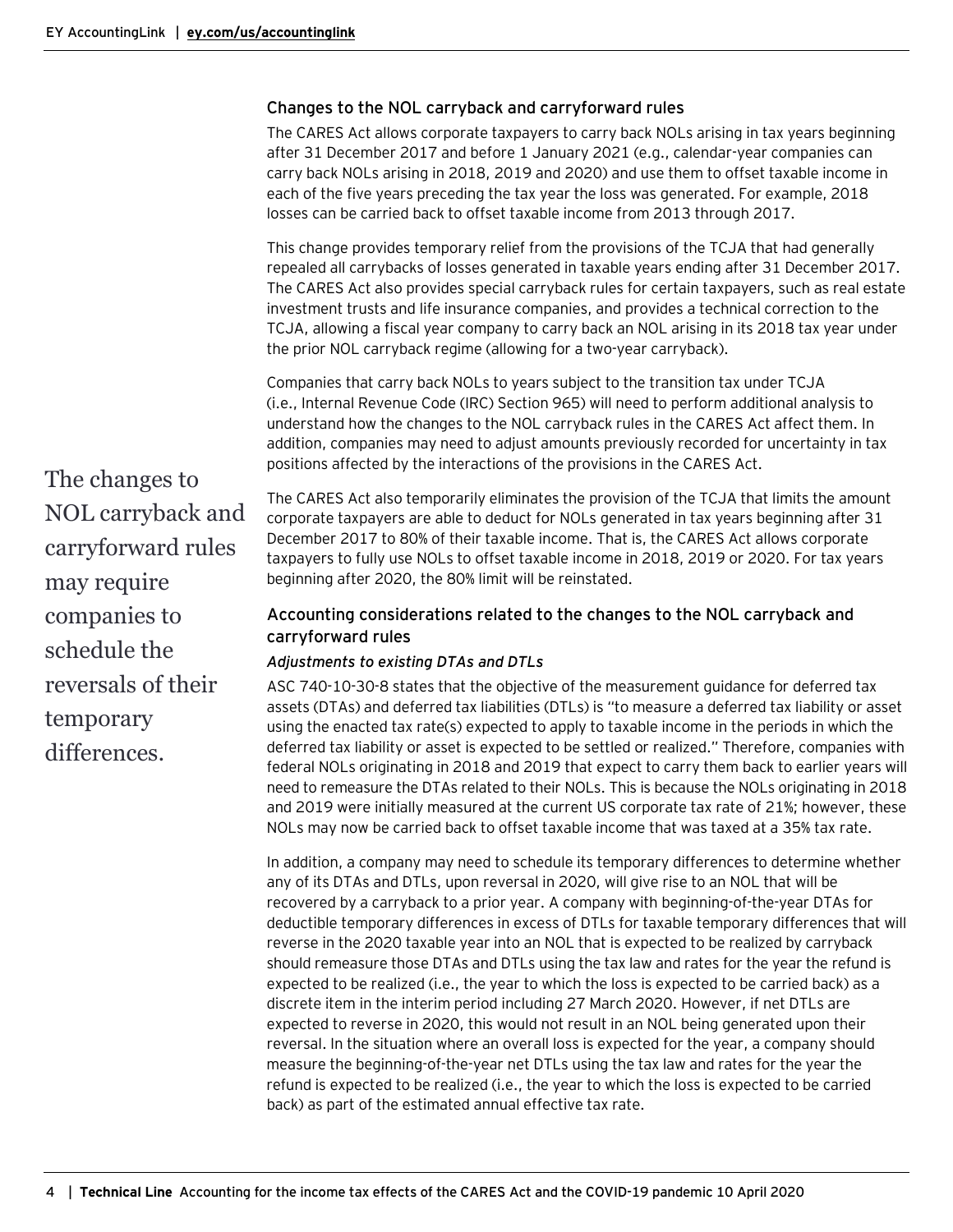## Changes to the NOL carryback and carryforward rules

The CARES Act allows corporate taxpayers to carry back NOLs arising in tax years beginning after 31 December 2017 and before 1 January 2021 (e.g., calendar-year companies can carry back NOLs arising in 2018, 2019 and 2020) and use them to offset taxable income in each of the five years preceding the tax year the loss was generated. For example, 2018 losses can be carried back to offset taxable income from 2013 through 2017.

This change provides temporary relief from the provisions of the TCJA that had generally repealed all carrybacks of losses generated in taxable years ending after 31 December 2017. The CARES Act also provides special carryback rules for certain taxpayers, such as real estate investment trusts and life insurance companies, and provides a technical correction to the TCJA, allowing a fiscal year company to carry back an NOL arising in its 2018 tax year under the prior NOL carryback regime (allowing for a two-year carryback).

Companies that carry back NOLs to years subject to the transition tax under TCJA (i.e., Internal Revenue Code (IRC) Section 965) will need to perform additional analysis to understand how the changes to the NOL carryback rules in the CARES Act affect them. In addition, companies may need to adjust amounts previously recorded for uncertainty in tax positions affected by the interactions of the provisions in the CARES Act.

> The changes to NOL carryback and carryforward rules may require companies to schedule the reversals of their temporary differences.

The CARES Act also temporarily eliminates the provision of the TCJA that limits the amount corporate taxpayers are able to deduct for NOLs generated in tax years beginning after 31 December 2017 to 80% of their taxable income. That is, the CARES Act allows corporate taxpayers to fully use NOLs to offset taxable income in 2018, 2019 or 2020. For tax years beginning after 2020, the 80% limit will be reinstated.

## Accounting considerations related to the changes to the NOL carryback and carryforward rules

### *Adjustments to existing DTAs and DTLs*

ASC 740-10-30-8 states that the objective of the measurement guidance for deferred tax assets (DTAs) and deferred tax liabilities (DTLs) is "to measure a deferred tax liability or asset using the enacted tax rate(s) expected to apply to taxable income in the periods in which the deferred tax liability or asset is expected to be settled or realized." Therefore, companies with federal NOLs originating in 2018 and 2019 that expect to carry them back to earlier years will need to remeasure the DTAs related to their NOLs. This is because the NOLs originating in 2018 and 2019 were initially measured at the current US corporate tax rate of 21%; however, these NOLs may now be carried back to offset taxable income that was taxed at a 35% tax rate.

In addition, a company may need to schedule its temporary differences to determine whether any of its DTAs and DTLs, upon reversal in 2020, will give rise to an NOL that will be recovered by a carryback to a prior year. A company with beginning-of-the-year DTAs for deductible temporary differences in excess of DTLs for taxable temporary differences that will reverse in the 2020 taxable year into an NOL that is expected to be realized by carryback should remeasure those DTAs and DTLs using the tax law and rates for the year the refund is expected to be realized (i.e., the year to which the loss is expected to be carried back) as a discrete item in the interim period including 27 March 2020. However, if net DTLs are expected to reverse in 2020, this would not result in an NOL being generated upon their reversal. In the situation where an overall loss is expected for the year, a company should measure the beginning-of-the-year net DTLs using the tax law and rates for the year the refund is expected to be realized (i.e., the year to which the loss is expected to be carried back) as part of the estimated annual effective tax rate.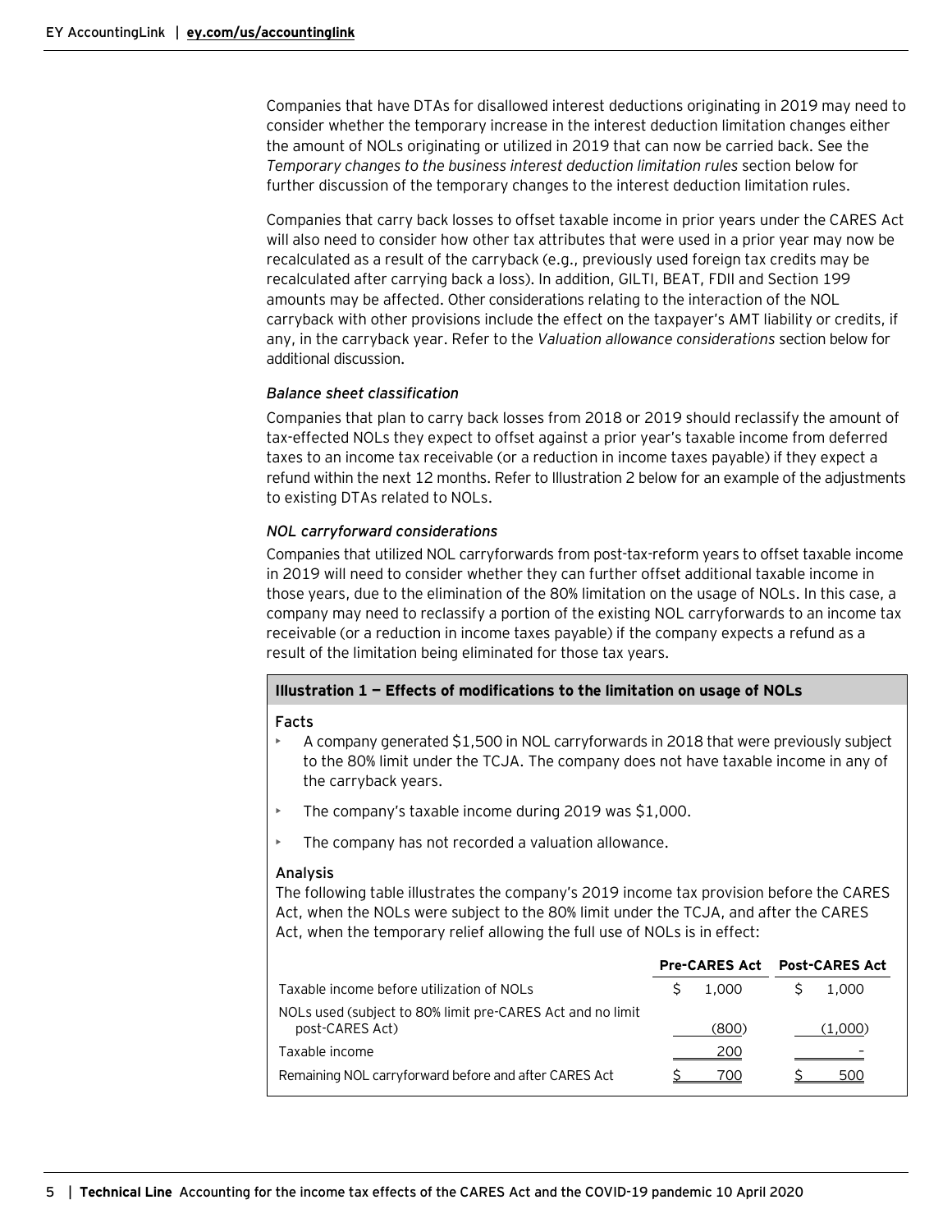Companies that have DTAs for disallowed interest deductions originating in 2019 may need to consider whether the temporary increase in the interest deduction limitation changes either the amount of NOLs originating or utilized in 2019 that can now be carried back. See the *Temporary changes to the business interest deduction limitation rules* section below for further discussion of the temporary changes to the interest deduction limitation rules.

Companies that carry back losses to offset taxable income in prior years under the CARES Act will also need to consider how other tax attributes that were used in a prior year may now be recalculated as a result of the carryback (e.g., previously used foreign tax credits may be recalculated after carrying back a loss). In addition, GILTI, BEAT, FDII and Section 199 amounts may be affected. Other considerations relating to the interaction of the NOL carryback with other provisions include the effect on the taxpayer's AMT liability or credits, if any, in the carryback year. Refer to the *Valuation allowance considerations* section below for additional discussion.

*Balance sheet classification*

Companies that plan to carry back losses from 2018 or 2019 should reclassify the amount of tax-effected NOLs they expect to offset against a prior year's taxable income from deferred taxes to an income tax receivable (or a reduction in income taxes payable) if they expect a refund within the next 12 months. Refer to Illustration 2 below for an example of the adjustments to existing DTAs related to NOLs.

*NOL carryforward considerations*

Companies that utilized NOL carryforwards from post-tax-reform years to offset taxable income in 2019 will need to consider whether they can further offset additional taxable income in those years, due to the elimination of the 80% limitation on the usage of NOLs. In this case, a company may need to reclassify a portion of the existing NOL carryforwards to an income tax receivable (or a reduction in income taxes payable) if the company expects a refund as a result of the limitation being eliminated for those tax years.

**Illustration 1 — Effects of modifications to the limitation on usage of NOLs**

**Facts**

- A company generated $1,500 in NOL carryforwards in 2018 that were previously subject to the 80% limit under the TCJA. The company does not have taxable income in any of the carryback years.
- The company's taxable income during 2019 was $1,000.
- The company has not recorded a valuation allowance.

**Analysis**

The following table illustrates the company's 2019 income tax provision before the CARES Act, when the NOLs were subject to the 80% limit under the TCJA, and after the CARES Act, when the temporary relief allowing the full use of NOLs is in effect:

| | Pre-CARES Act | Post-CARES Act |
|---|---|---|
| Taxable income before utilization of NOLs | $ 1,000 | $ 1,000 |
| NOLs used (subject to 80% limit pre-CARES Act and no limit post-CARES Act) | (800) | (1,000) |
| Taxable income | 200 | – |
| Remaining NOL carryforward before and after CARES Act | $ 700 | $ 500 |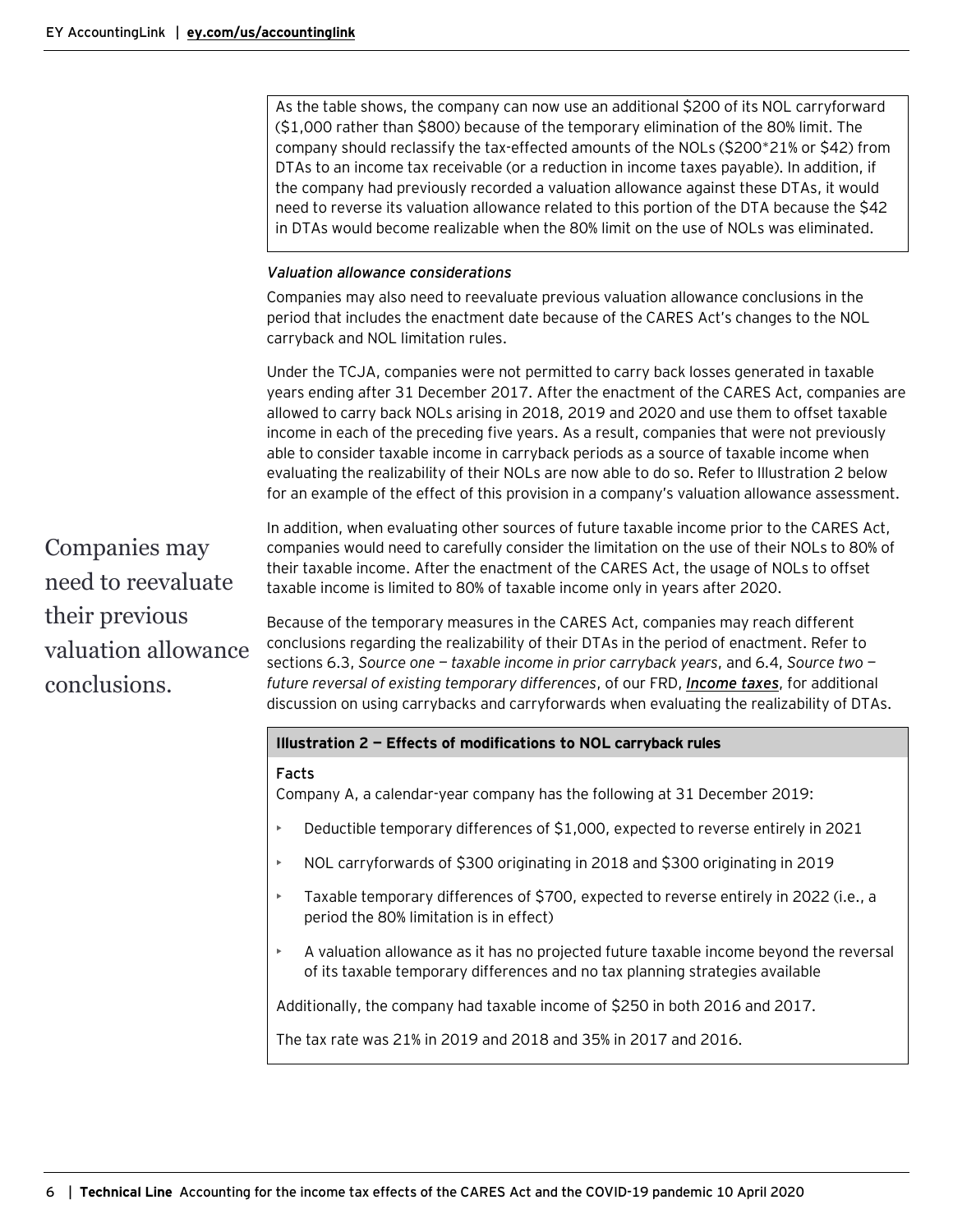As the table shows, the company can now use an additional $200 of its NOL carryforward ($1,000 rather than $800) because of the temporary elimination of the 80% limit. The company should reclassify the tax-effected amounts of the NOLs ($200*21% or $42) from DTAs to an income tax receivable (or a reduction in income taxes payable). In addition, if the company had previously recorded a valuation allowance against these DTAs, it would need to reverse its valuation allowance related to this portion of the DTA because the $42 in DTAs would become realizable when the 80% limit on the use of NOLs was eliminated.

*Valuation allowance considerations*

Companies may also need to reevaluate previous valuation allowance conclusions in the period that includes the enactment date because of the CARES Act's changes to the NOL carryback and NOL limitation rules.

Under the TCJA, companies were not permitted to carry back losses generated in taxable years ending after 31 December 2017. After the enactment of the CARES Act, companies are allowed to carry back NOLs arising in 2018, 2019 and 2020 and use them to offset taxable income in each of the preceding five years. As a result, companies that were not previously able to consider taxable income in carryback periods as a source of taxable income when evaluating the realizability of their NOLs are now able to do so. Refer to Illustration 2 below for an example of the effect of this provision in a company's valuation allowance assessment.

Companies may need to reevaluate their previous valuation allowance conclusions.

In addition, when evaluating other sources of future taxable income prior to the CARES Act, companies would need to carefully consider the limitation on the use of their NOLs to 80% of their taxable income. After the enactment of the CARES Act, the usage of NOLs to offset taxable income is limited to 80% of taxable income only in years after 2020.

Because of the temporary measures in the CARES Act, companies may reach different conclusions regarding the realizability of their DTAs in the period of enactment. Refer to sections 6.3, *Source one — taxable income in prior carryback years*, and 6.4, *Source two — future reversal of existing temporary differences*, of our FRD, ***Income taxes***, for additional discussion on using carrybacks and carryforwards when evaluating the realizability of DTAs.

**Illustration 2 — Effects of modifications to NOL carryback rules**

Facts

Company A, a calendar-year company has the following at 31 December 2019:

- Deductible temporary differences of $1,000, expected to reverse entirely in 2021
- NOL carryforwards of $300 originating in 2018 and $300 originating in 2019
- Taxable temporary differences of $700, expected to reverse entirely in 2022 (i.e., a period the 80% limitation is in effect)
- A valuation allowance as it has no projected future taxable income beyond the reversal of its taxable temporary differences and no tax planning strategies available

Additionally, the company had taxable income of $250 in both 2016 and 2017.

The tax rate was 21% in 2019 and 2018 and 35% in 2017 and 2016.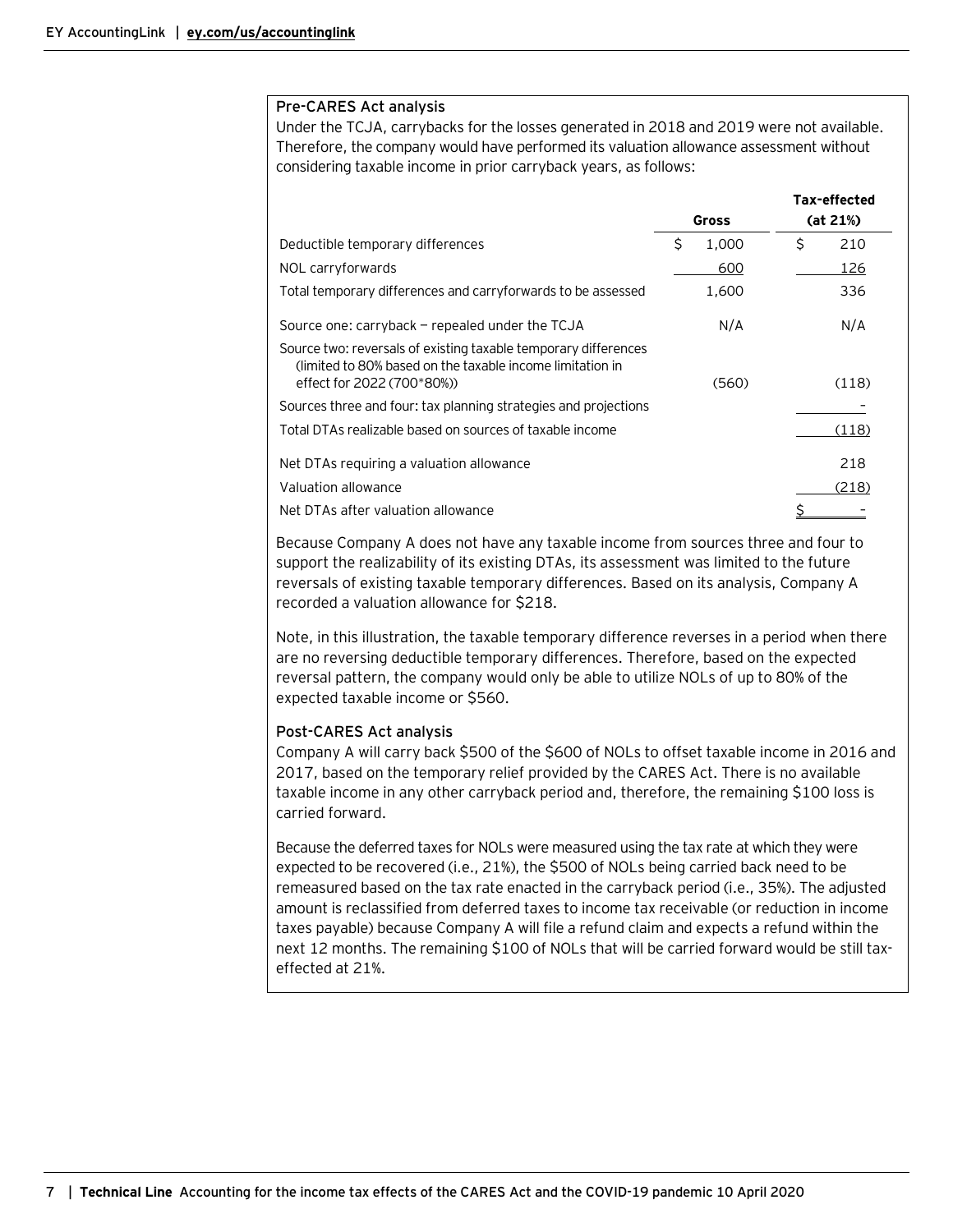#### Pre-CARES Act analysis

Under the TCJA, carrybacks for the losses generated in 2018 and 2019 were not available. Therefore, the company would have performed its valuation allowance assessment without considering taxable income in prior carryback years, as follows:

| | Gross | Tax-effected (at 21%) |
|---|---|---|
| Deductible temporary differences | $ 1,000 | $ 210 |
| NOL carryforwards | 600 | 126 |
| Total temporary differences and carryforwards to be assessed | 1,600 | 336 |
| Source one: carryback — repealed under the TCJA | N/A | N/A |
| Source two: reversals of existing taxable temporary differences (limited to 80% based on the taxable income limitation in effect for 2022 (700*80%)) | (560) | (118) |
| Sources three and four: tax planning strategies and projections | | - |
| Total DTAs realizable based on sources of taxable income | | (118) |
| Net DTAs requiring a valuation allowance | | 218 |
| Valuation allowance | | (218) |
| Net DTAs after valuation allowance | | $ - |

Because Company A does not have any taxable income from sources three and four to support the realizability of its existing DTAs, its assessment was limited to the future reversals of existing taxable temporary differences. Based on its analysis, Company A recorded a valuation allowance for $218.

Note, in this illustration, the taxable temporary difference reverses in a period when there are no reversing deductible temporary differences. Therefore, based on the expected reversal pattern, the company would only be able to utilize NOLs of up to 80% of the expected taxable income or $560.

#### Post-CARES Act analysis

Company A will carry back $500 of the $600 of NOLs to offset taxable income in 2016 and 2017, based on the temporary relief provided by the CARES Act. There is no available taxable income in any other carryback period and, therefore, the remaining $100 loss is carried forward.

Because the deferred taxes for NOLs were measured using the tax rate at which they were expected to be recovered (i.e., 21%), the $500 of NOLs being carried back need to be remeasured based on the tax rate enacted in the carryback period (i.e., 35%). The adjusted amount is reclassified from deferred taxes to income tax receivable (or reduction in income taxes payable) because Company A will file a refund claim and expects a refund within the next 12 months. The remaining $100 of NOLs that will be carried forward would be still tax-effected at 21%.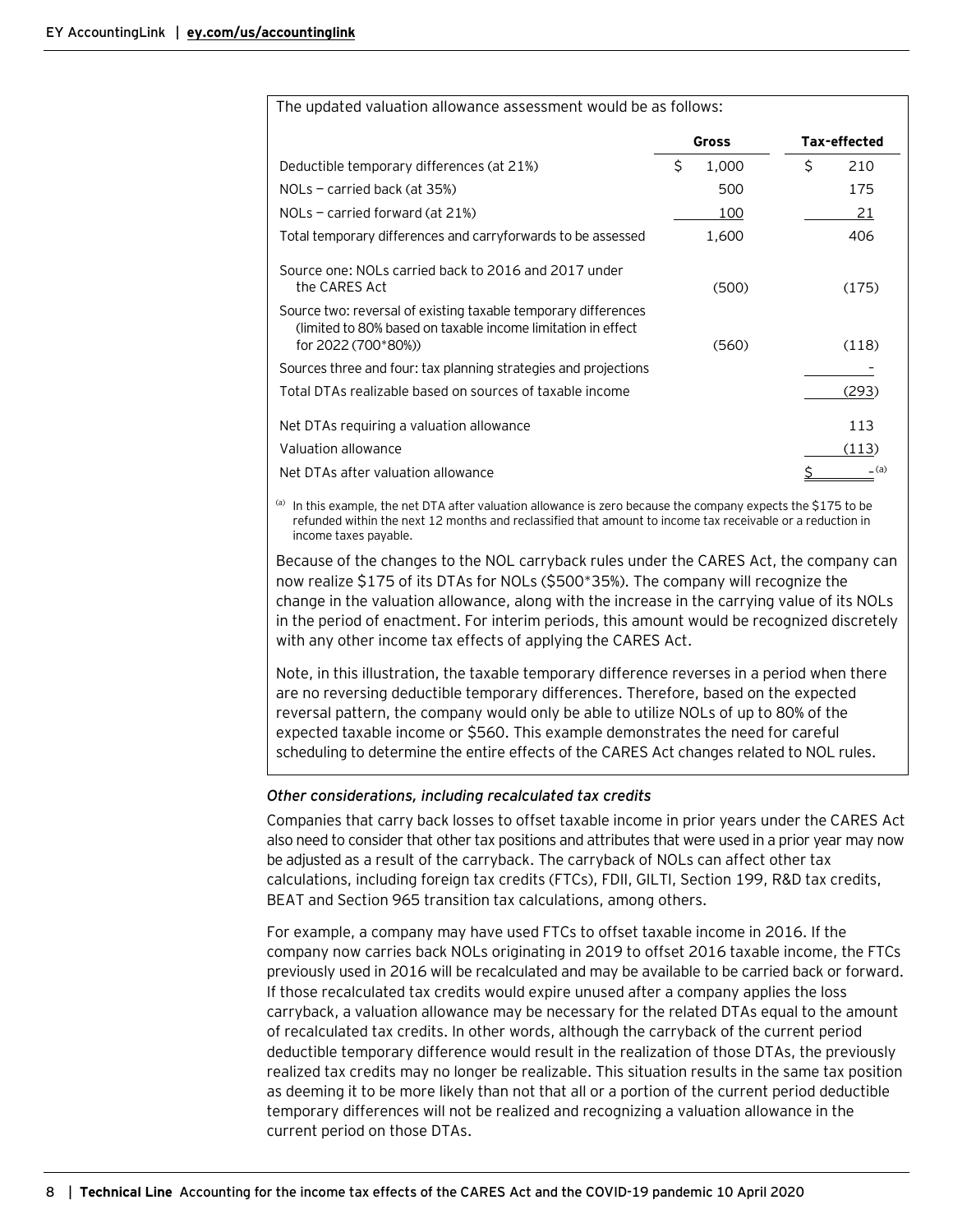The updated valuation allowance assessment would be as follows:

| | Gross | Tax-effected |
|---|---|---|
| Deductible temporary differences (at 21%) | $ 1,000 | $ 210 |
| NOLs — carried back (at 35%) | 500 | 175 |
| NOLs — carried forward (at 21%) | 100 | 21 |
| Total temporary differences and carryforwards to be assessed | 1,600 | 406 |
| Source one: NOLs carried back to 2016 and 2017 under the CARES Act | (500) | (175) |
| Source two: reversal of existing taxable temporary differences (limited to 80% based on taxable income limitation in effect for 2022 (700*80%)) | (560) | (118) |
| Sources three and four: tax planning strategies and projections | | - |
| Total DTAs realizable based on sources of taxable income | | (293) |
| Net DTAs requiring a valuation allowance | | 113 |
| Valuation allowance | | (113) |
| Net DTAs after valuation allowance | | $ - [a] |

[a] In this example, the net DTA after valuation allowance is zero because the company expects the $175 to be refunded within the next 12 months and reclassified that amount to income tax receivable or a reduction in income taxes payable.

Because of the changes to the NOL carryback rules under the CARES Act, the company can now realize $175 of its DTAs for NOLs ($500*35%). The company will recognize the change in the valuation allowance, along with the increase in the carrying value of its NOLs in the period of enactment. For interim periods, this amount would be recognized discretely with any other income tax effects of applying the CARES Act.

Note, in this illustration, the taxable temporary difference reverses in a period when there are no reversing deductible temporary differences. Therefore, based on the expected reversal pattern, the company would only be able to utilize NOLs of up to 80% of the expected taxable income or $560. This example demonstrates the need for careful scheduling to determine the entire effects of the CARES Act changes related to NOL rules.

### *Other considerations, including recalculated tax credits*

Companies that carry back losses to offset taxable income in prior years under the CARES Act also need to consider that other tax positions and attributes that were used in a prior year may now be adjusted as a result of the carryback. The carryback of NOLs can affect other tax calculations, including foreign tax credits (FTCs), FDII, GILTI, Section 199, R&D tax credits, BEAT and Section 965 transition tax calculations, among others.

For example, a company may have used FTCs to offset taxable income in 2016. If the company now carries back NOLs originating in 2019 to offset 2016 taxable income, the FTCs previously used in 2016 will be recalculated and may be available to be carried back or forward. If those recalculated tax credits would expire unused after a company applies the loss carryback, a valuation allowance may be necessary for the related DTAs equal to the amount of recalculated tax credits. In other words, although the carryback of the current period deductible temporary difference would result in the realization of those DTAs, the previously realized tax credits may no longer be realizable. This situation results in the same tax position as deeming it to be more likely than not that all or a portion of the current period deductible temporary differences will not be realized and recognizing a valuation allowance in the current period on those DTAs.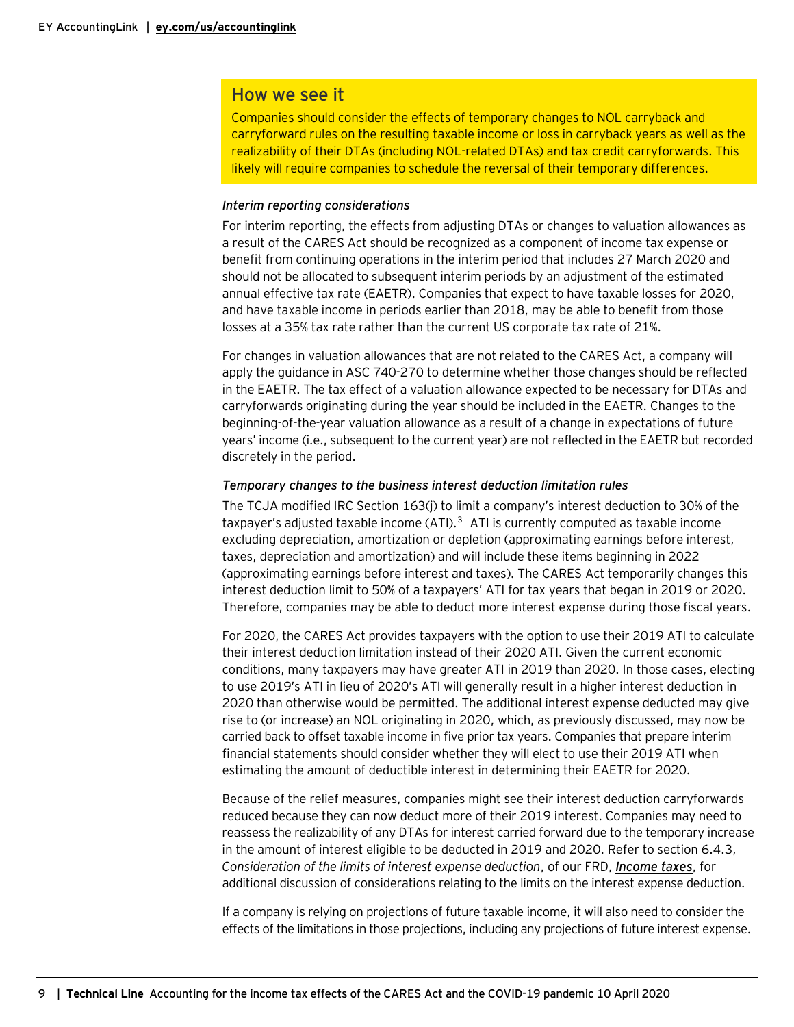## How we see it

Companies should consider the effects of temporary changes to NOL carryback and carryforward rules on the resulting taxable income or loss in carryback years as well as the realizability of their DTAs (including NOL-related DTAs) and tax credit carryforwards. This likely will require companies to schedule the reversal of their temporary differences.

*Interim reporting considerations*

For interim reporting, the effects from adjusting DTAs or changes to valuation allowances as a result of the CARES Act should be recognized as a component of income tax expense or benefit from continuing operations in the interim period that includes 27 March 2020 and should not be allocated to subsequent interim periods by an adjustment of the estimated annual effective tax rate (EAETR). Companies that expect to have taxable losses for 2020, and have taxable income in periods earlier than 2018, may be able to benefit from those losses at a 35% tax rate rather than the current US corporate tax rate of 21%.

For changes in valuation allowances that are not related to the CARES Act, a company will apply the guidance in ASC 740-270 to determine whether those changes should be reflected in the EAETR. The tax effect of a valuation allowance expected to be necessary for DTAs and carryforwards originating during the year should be included in the EAETR. Changes to the beginning-of-the-year valuation allowance as a result of a change in expectations of future years' income (i.e., subsequent to the current year) are not reflected in the EAETR but recorded discretely in the period.

*Temporary changes to the business interest deduction limitation rules*

The TCJA modified IRC Section 163(j) to limit a company's interest deduction to 30% of the taxpayer's adjusted taxable income (ATI).[3] ATI is currently computed as taxable income excluding depreciation, amortization or depletion (approximating earnings before interest, taxes, depreciation and amortization) and will include these items beginning in 2022 (approximating earnings before interest and taxes). The CARES Act temporarily changes this interest deduction limit to 50% of a taxpayers' ATI for tax years that began in 2019 or 2020. Therefore, companies may be able to deduct more interest expense during those fiscal years.

For 2020, the CARES Act provides taxpayers with the option to use their 2019 ATI to calculate their interest deduction limitation instead of their 2020 ATI. Given the current economic conditions, many taxpayers may have greater ATI in 2019 than 2020. In those cases, electing to use 2019's ATI in lieu of 2020's ATI will generally result in a higher interest deduction in 2020 than otherwise would be permitted. The additional interest expense deducted may give rise to (or increase) an NOL originating in 2020, which, as previously discussed, may now be carried back to offset taxable income in five prior tax years. Companies that prepare interim financial statements should consider whether they will elect to use their 2019 ATI when estimating the amount of deductible interest in determining their EAETR for 2020.

Because of the relief measures, companies might see their interest deduction carryforwards reduced because they can now deduct more of their 2019 interest. Companies may need to reassess the realizability of any DTAs for interest carried forward due to the temporary increase in the amount of interest eligible to be deducted in 2019 and 2020. Refer to section 6.4.3, *Consideration of the limits of interest expense deduction*, of our FRD, ***Income taxes***, for additional discussion of considerations relating to the limits on the interest expense deduction.

If a company is relying on projections of future taxable income, it will also need to consider the effects of the limitations in those projections, including any projections of future interest expense.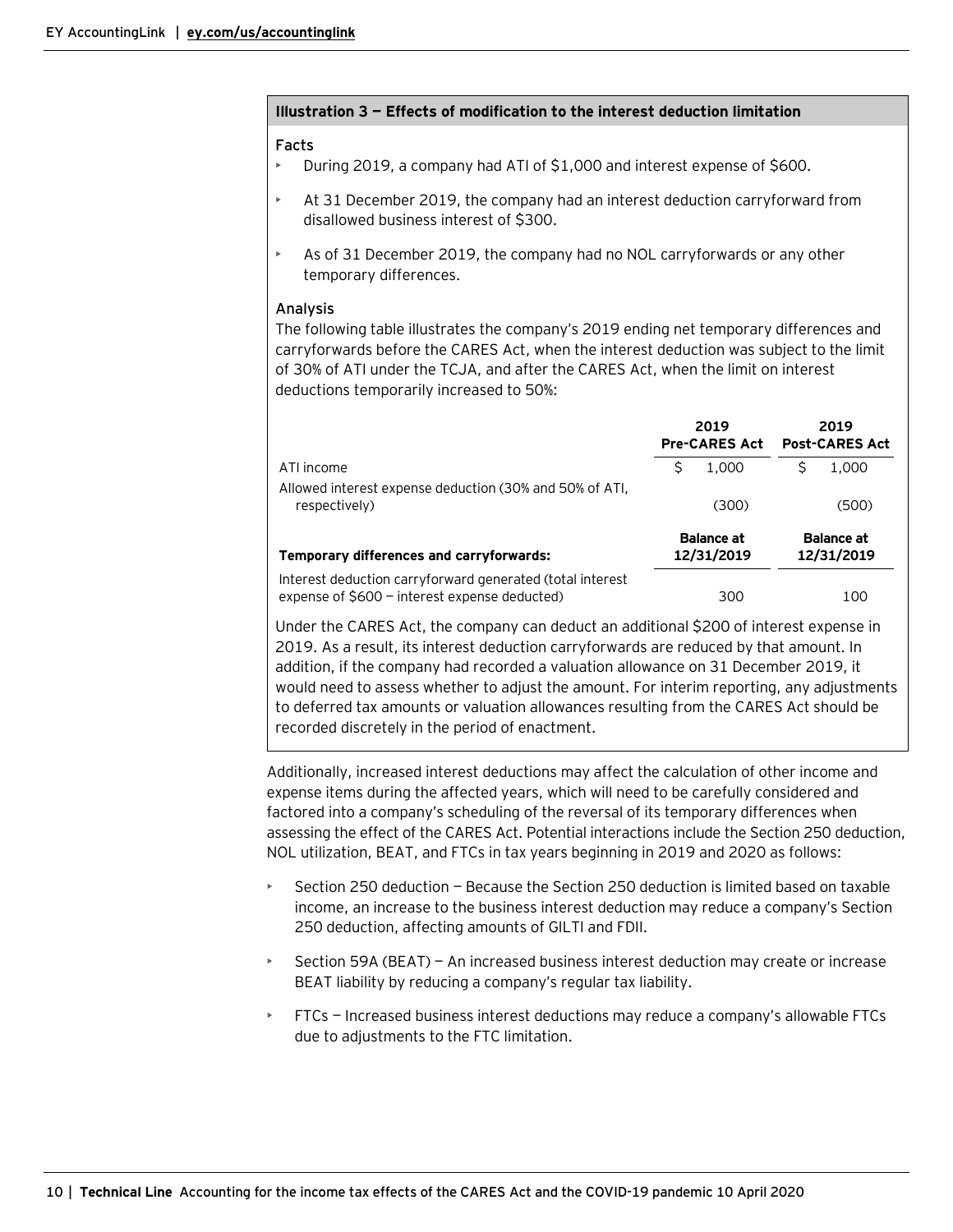### Illustration 3 — Effects of modification to the interest deduction limitation

**Facts**

- During 2019, a company had ATI of $1,000 and interest expense of $600.
- At 31 December 2019, the company had an interest deduction carryforward from disallowed business interest of $300.
- As of 31 December 2019, the company had no NOL carryforwards or any other temporary differences.

**Analysis**

The following table illustrates the company's 2019 ending net temporary differences and carryforwards before the CARES Act, when the interest deduction was subject to the limit of 30% of ATI under the TCJA, and after the CARES Act, when the limit on interest deductions temporarily increased to 50%:

| | 2019 Pre-CARES Act | 2019 Post-CARES Act |
|---|---|---|
| ATI income | $ 1,000 | $ 1,000 |
| Allowed interest expense deduction (30% and 50% of ATI, respectively) | (300) | (500) |
| **Temporary differences and carryforwards:** | **Balance at 12/31/2019** | **Balance at 12/31/2019** |
| Interest deduction carryforward generated (total interest expense of $600 — interest expense deducted) | 300 | 100 |

Under the CARES Act, the company can deduct an additional $200 of interest expense in 2019. As a result, its interest deduction carryforwards are reduced by that amount. In addition, if the company had recorded a valuation allowance on 31 December 2019, it would need to assess whether to adjust the amount. For interim reporting, any adjustments to deferred tax amounts or valuation allowances resulting from the CARES Act should be recorded discretely in the period of enactment.

Additionally, increased interest deductions may affect the calculation of other income and expense items during the affected years, which will need to be carefully considered and factored into a company's scheduling of the reversal of its temporary differences when assessing the effect of the CARES Act. Potential interactions include the Section 250 deduction, NOL utilization, BEAT, and FTCs in tax years beginning in 2019 and 2020 as follows:

- Section 250 deduction — Because the Section 250 deduction is limited based on taxable income, an increase to the business interest deduction may reduce a company's Section 250 deduction, affecting amounts of GILTI and FDII.
- Section 59A (BEAT) — An increased business interest deduction may create or increase BEAT liability by reducing a company's regular tax liability.
- FTCs — Increased business interest deductions may reduce a company's allowable FTCs due to adjustments to the FTC limitation.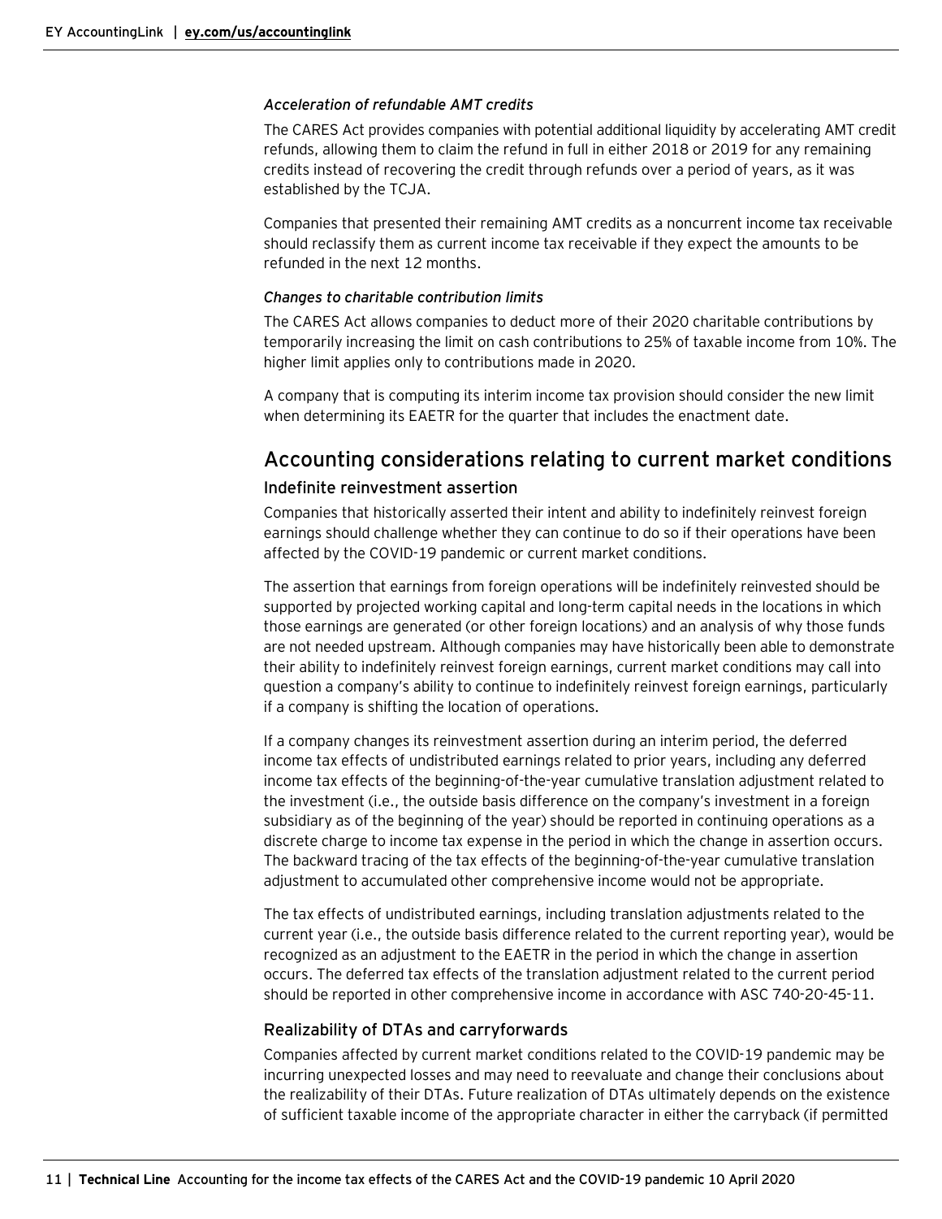*Acceleration of refundable AMT credits*

The CARES Act provides companies with potential additional liquidity by accelerating AMT credit refunds, allowing them to claim the refund in full in either 2018 or 2019 for any remaining credits instead of recovering the credit through refunds over a period of years, as it was established by the TCJA.

Companies that presented their remaining AMT credits as a noncurrent income tax receivable should reclassify them as current income tax receivable if they expect the amounts to be refunded in the next 12 months.

*Changes to charitable contribution limits*

The CARES Act allows companies to deduct more of their 2020 charitable contributions by temporarily increasing the limit on cash contributions to 25% of taxable income from 10%. The higher limit applies only to contributions made in 2020.

A company that is computing its interim income tax provision should consider the new limit when determining its EAETR for the quarter that includes the enactment date.

## Accounting considerations relating to current market conditions

### Indefinite reinvestment assertion

Companies that historically asserted their intent and ability to indefinitely reinvest foreign earnings should challenge whether they can continue to do so if their operations have been affected by the COVID-19 pandemic or current market conditions.

The assertion that earnings from foreign operations will be indefinitely reinvested should be supported by projected working capital and long-term capital needs in the locations in which those earnings are generated (or other foreign locations) and an analysis of why those funds are not needed upstream. Although companies may have historically been able to demonstrate their ability to indefinitely reinvest foreign earnings, current market conditions may call into question a company's ability to continue to indefinitely reinvest foreign earnings, particularly if a company is shifting the location of operations.

If a company changes its reinvestment assertion during an interim period, the deferred income tax effects of undistributed earnings related to prior years, including any deferred income tax effects of the beginning-of-the-year cumulative translation adjustment related to the investment (i.e., the outside basis difference on the company's investment in a foreign subsidiary as of the beginning of the year) should be reported in continuing operations as a discrete charge to income tax expense in the period in which the change in assertion occurs. The backward tracing of the tax effects of the beginning-of-the-year cumulative translation adjustment to accumulated other comprehensive income would not be appropriate.

The tax effects of undistributed earnings, including translation adjustments related to the current year (i.e., the outside basis difference related to the current reporting year), would be recognized as an adjustment to the EAETR in the period in which the change in assertion occurs. The deferred tax effects of the translation adjustment related to the current period should be reported in other comprehensive income in accordance with ASC 740-20-45-11.

### Realizability of DTAs and carryforwards

Companies affected by current market conditions related to the COVID-19 pandemic may be incurring unexpected losses and may need to reevaluate and change their conclusions about the realizability of their DTAs. Future realization of DTAs ultimately depends on the existence of sufficient taxable income of the appropriate character in either the carryback (if permitted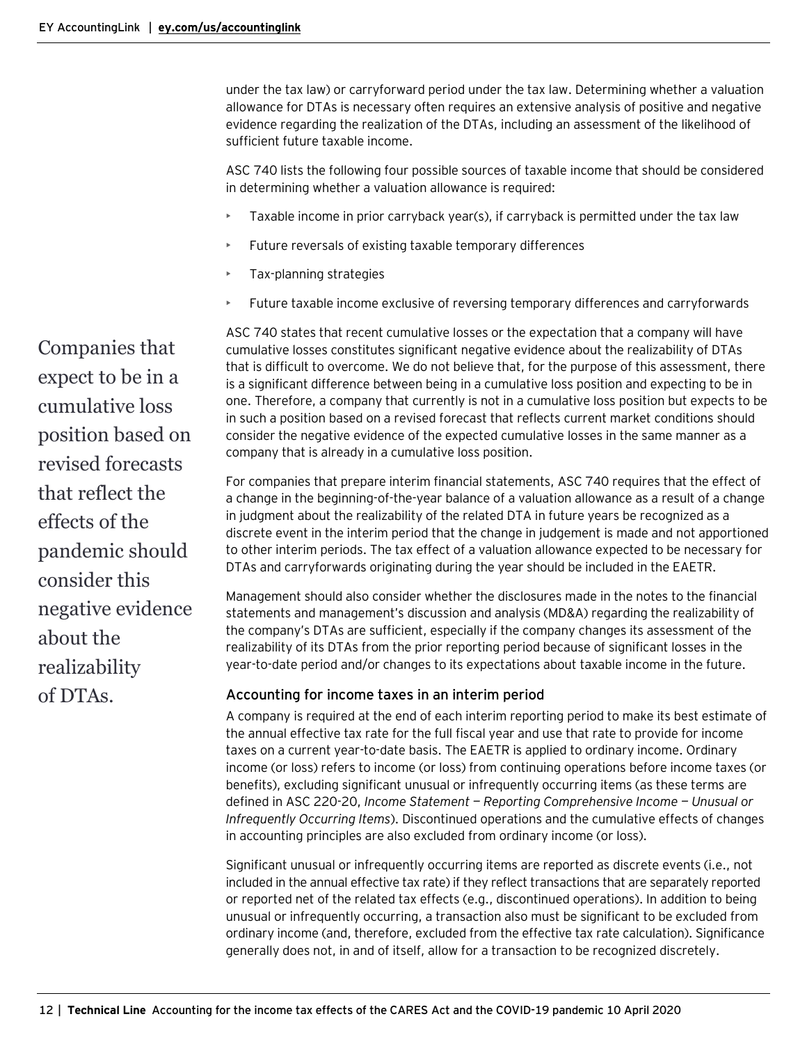under the tax law) or carryforward period under the tax law. Determining whether a valuation allowance for DTAs is necessary often requires an extensive analysis of positive and negative evidence regarding the realization of the DTAs, including an assessment of the likelihood of sufficient future taxable income.

ASC 740 lists the following four possible sources of taxable income that should be considered in determining whether a valuation allowance is required:

- Taxable income in prior carryback year(s), if carryback is permitted under the tax law
- Future reversals of existing taxable temporary differences
- Tax-planning strategies
- Future taxable income exclusive of reversing temporary differences and carryforwards

Companies that expect to be in a cumulative loss position based on revised forecasts that reflect the effects of the pandemic should consider this negative evidence about the realizability of DTAs.

ASC 740 states that recent cumulative losses or the expectation that a company will have cumulative losses constitutes significant negative evidence about the realizability of DTAs that is difficult to overcome. We do not believe that, for the purpose of this assessment, there is a significant difference between being in a cumulative loss position and expecting to be in one. Therefore, a company that currently is not in a cumulative loss position but expects to be in such a position based on a revised forecast that reflects current market conditions should consider the negative evidence of the expected cumulative losses in the same manner as a company that is already in a cumulative loss position.

For companies that prepare interim financial statements, ASC 740 requires that the effect of a change in the beginning-of-the-year balance of a valuation allowance as a result of a change in judgment about the realizability of the related DTA in future years be recognized as a discrete event in the interim period that the change in judgement is made and not apportioned to other interim periods. The tax effect of a valuation allowance expected to be necessary for DTAs and carryforwards originating during the year should be included in the EAETR.

Management should also consider whether the disclosures made in the notes to the financial statements and management's discussion and analysis (MD&A) regarding the realizability of the company's DTAs are sufficient, especially if the company changes its assessment of the realizability of its DTAs from the prior reporting period because of significant losses in the year-to-date period and/or changes to its expectations about taxable income in the future.

### Accounting for income taxes in an interim period

A company is required at the end of each interim reporting period to make its best estimate of the annual effective tax rate for the full fiscal year and use that rate to provide for income taxes on a current year-to-date basis. The EAETR is applied to ordinary income. Ordinary income (or loss) refers to income (or loss) from continuing operations before income taxes (or benefits), excluding significant unusual or infrequently occurring items (as these terms are defined in ASC 220-20, *Income Statement — Reporting Comprehensive Income — Unusual or Infrequently Occurring Items*). Discontinued operations and the cumulative effects of changes in accounting principles are also excluded from ordinary income (or loss).

Significant unusual or infrequently occurring items are reported as discrete events (i.e., not included in the annual effective tax rate) if they reflect transactions that are separately reported or reported net of the related tax effects (e.g., discontinued operations). In addition to being unusual or infrequently occurring, a transaction also must be significant to be excluded from ordinary income (and, therefore, excluded from the effective tax rate calculation). Significance generally does not, in and of itself, allow for a transaction to be recognized discretely.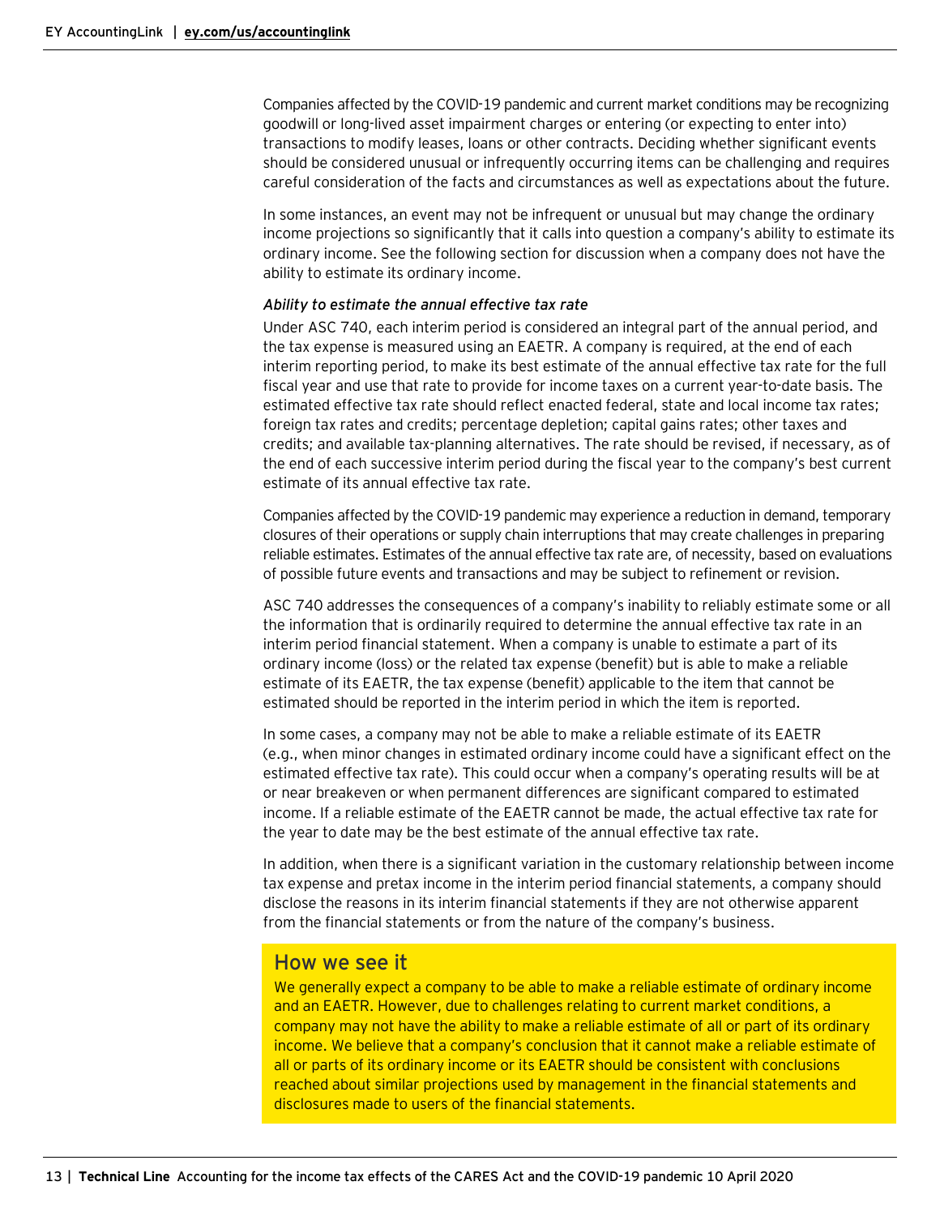Companies affected by the COVID-19 pandemic and current market conditions may be recognizing goodwill or long-lived asset impairment charges or entering (or expecting to enter into) transactions to modify leases, loans or other contracts. Deciding whether significant events should be considered unusual or infrequently occurring items can be challenging and requires careful consideration of the facts and circumstances as well as expectations about the future.

In some instances, an event may not be infrequent or unusual but may change the ordinary income projections so significantly that it calls into question a company's ability to estimate its ordinary income. See the following section for discussion when a company does not have the ability to estimate its ordinary income.

*Ability to estimate the annual effective tax rate*

Under ASC 740, each interim period is considered an integral part of the annual period, and the tax expense is measured using an EAETR. A company is required, at the end of each interim reporting period, to make its best estimate of the annual effective tax rate for the full fiscal year and use that rate to provide for income taxes on a current year-to-date basis. The estimated effective tax rate should reflect enacted federal, state and local income tax rates; foreign tax rates and credits; percentage depletion; capital gains rates; other taxes and credits; and available tax-planning alternatives. The rate should be revised, if necessary, as of the end of each successive interim period during the fiscal year to the company's best current estimate of its annual effective tax rate.

Companies affected by the COVID-19 pandemic may experience a reduction in demand, temporary closures of their operations or supply chain interruptions that may create challenges in preparing reliable estimates. Estimates of the annual effective tax rate are, of necessity, based on evaluations of possible future events and transactions and may be subject to refinement or revision.

ASC 740 addresses the consequences of a company's inability to reliably estimate some or all the information that is ordinarily required to determine the annual effective tax rate in an interim period financial statement. When a company is unable to estimate a part of its ordinary income (loss) or the related tax expense (benefit) but is able to make a reliable estimate of its EAETR, the tax expense (benefit) applicable to the item that cannot be estimated should be reported in the interim period in which the item is reported.

In some cases, a company may not be able to make a reliable estimate of its EAETR (e.g., when minor changes in estimated ordinary income could have a significant effect on the estimated effective tax rate). This could occur when a company's operating results will be at or near breakeven or when permanent differences are significant compared to estimated income. If a reliable estimate of the EAETR cannot be made, the actual effective tax rate for the year to date may be the best estimate of the annual effective tax rate.

In addition, when there is a significant variation in the customary relationship between income tax expense and pretax income in the interim period financial statements, a company should disclose the reasons in its interim financial statements if they are not otherwise apparent from the financial statements or from the nature of the company's business.

## How we see it

We generally expect a company to be able to make a reliable estimate of ordinary income and an EAETR. However, due to challenges relating to current market conditions, a company may not have the ability to make a reliable estimate of all or part of its ordinary income. We believe that a company's conclusion that it cannot make a reliable estimate of all or parts of its ordinary income or its EAETR should be consistent with conclusions reached about similar projections used by management in the financial statements and disclosures made to users of the financial statements.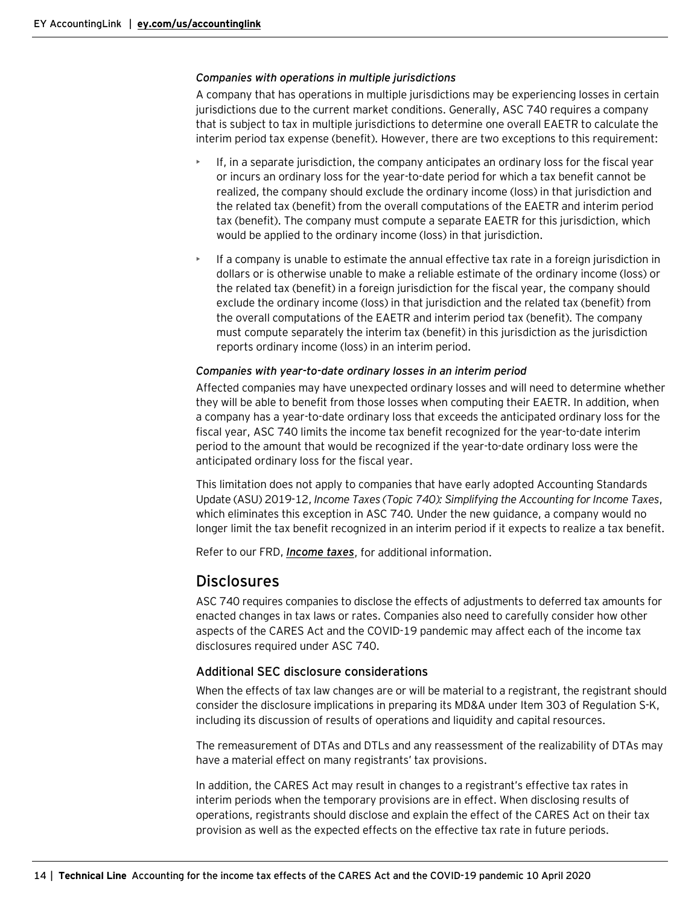*Companies with operations in multiple jurisdictions*

A company that has operations in multiple jurisdictions may be experiencing losses in certain jurisdictions due to the current market conditions. Generally, ASC 740 requires a company that is subject to tax in multiple jurisdictions to determine one overall EAETR to calculate the interim period tax expense (benefit). However, there are two exceptions to this requirement:

- If, in a separate jurisdiction, the company anticipates an ordinary loss for the fiscal year or incurs an ordinary loss for the year-to-date period for which a tax benefit cannot be realized, the company should exclude the ordinary income (loss) in that jurisdiction and the related tax (benefit) from the overall computations of the EAETR and interim period tax (benefit). The company must compute a separate EAETR for this jurisdiction, which would be applied to the ordinary income (loss) in that jurisdiction.
- If a company is unable to estimate the annual effective tax rate in a foreign jurisdiction in dollars or is otherwise unable to make a reliable estimate of the ordinary income (loss) or the related tax (benefit) in a foreign jurisdiction for the fiscal year, the company should exclude the ordinary income (loss) in that jurisdiction and the related tax (benefit) from the overall computations of the EAETR and interim period tax (benefit). The company must compute separately the interim tax (benefit) in this jurisdiction as the jurisdiction reports ordinary income (loss) in an interim period.

*Companies with year-to-date ordinary losses in an interim period*

Affected companies may have unexpected ordinary losses and will need to determine whether they will be able to benefit from those losses when computing their EAETR. In addition, when a company has a year-to-date ordinary loss that exceeds the anticipated ordinary loss for the fiscal year, ASC 740 limits the income tax benefit recognized for the year-to-date interim period to the amount that would be recognized if the year-to-date ordinary loss were the anticipated ordinary loss for the fiscal year.

This limitation does not apply to companies that have early adopted Accounting Standards Update (ASU) 2019-12, *Income Taxes (Topic 740): Simplifying the Accounting for Income Taxes*, which eliminates this exception in ASC 740. Under the new guidance, a company would no longer limit the tax benefit recognized in an interim period if it expects to realize a tax benefit.

Refer to our FRD, ***Income taxes***, for additional information.

## Disclosures

ASC 740 requires companies to disclose the effects of adjustments to deferred tax amounts for enacted changes in tax laws or rates. Companies also need to carefully consider how other aspects of the CARES Act and the COVID-19 pandemic may affect each of the income tax disclosures required under ASC 740.

### Additional SEC disclosure considerations

When the effects of tax law changes are or will be material to a registrant, the registrant should consider the disclosure implications in preparing its MD&A under Item 303 of Regulation S-K, including its discussion of results of operations and liquidity and capital resources.

The remeasurement of DTAs and DTLs and any reassessment of the realizability of DTAs may have a material effect on many registrants' tax provisions.

In addition, the CARES Act may result in changes to a registrant's effective tax rates in interim periods when the temporary provisions are in effect. When disclosing results of operations, registrants should disclose and explain the effect of the CARES Act on their tax provision as well as the expected effects on the effective tax rate in future periods.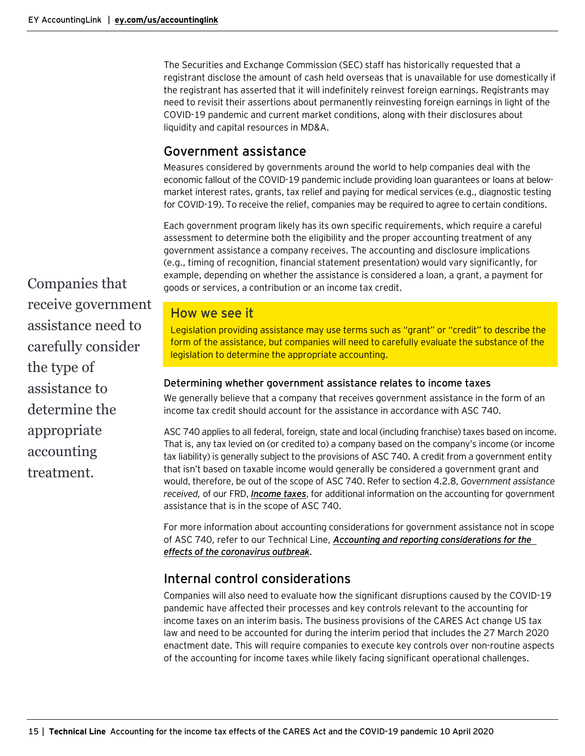The Securities and Exchange Commission (SEC) staff has historically requested that a registrant disclose the amount of cash held overseas that is unavailable for use domestically if the registrant has asserted that it will indefinitely reinvest foreign earnings. Registrants may need to revisit their assertions about permanently reinvesting foreign earnings in light of the COVID-19 pandemic and current market conditions, along with their disclosures about liquidity and capital resources in MD&A.

## Government assistance

Measures considered by governments around the world to help companies deal with the economic fallout of the COVID-19 pandemic include providing loan guarantees or loans at below-market interest rates, grants, tax relief and paying for medical services (e.g., diagnostic testing for COVID-19). To receive the relief, companies may be required to agree to certain conditions.

Each government program likely has its own specific requirements, which require a careful assessment to determine both the eligibility and the proper accounting treatment of any government assistance a company receives. The accounting and disclosure implications (e.g., timing of recognition, financial statement presentation) would vary significantly, for example, depending on whether the assistance is considered a loan, a grant, a payment for goods or services, a contribution or an income tax credit.

Companies that receive government assistance need to carefully consider the type of assistance to determine the appropriate accounting treatment.

### How we see it

Legislation providing assistance may use terms such as "grant" or "credit" to describe the form of the assistance, but companies will need to carefully evaluate the substance of the legislation to determine the appropriate accounting.

### Determining whether government assistance relates to income taxes

We generally believe that a company that receives government assistance in the form of an income tax credit should account for the assistance in accordance with ASC 740.

ASC 740 applies to all federal, foreign, state and local (including franchise) taxes based on income. That is, any tax levied on (or credited to) a company based on the company's income (or income tax liability) is generally subject to the provisions of ASC 740. A credit from a government entity that isn't based on taxable income would generally be considered a government grant and would, therefore, be out of the scope of ASC 740. Refer to section 4.2.8, *Government assistance received,* of our FRD, ***Income taxes***, for additional information on the accounting for government assistance that is in the scope of ASC 740.

For more information about accounting considerations for government assistance not in scope of ASC 740, refer to our Technical Line, ***Accounting and reporting considerations for the effects of the coronavirus outbreak***.

## Internal control considerations

Companies will also need to evaluate how the significant disruptions caused by the COVID-19 pandemic have affected their processes and key controls relevant to the accounting for income taxes on an interim basis. The business provisions of the CARES Act change US tax law and need to be accounted for during the interim period that includes the 27 March 2020 enactment date. This will require companies to execute key controls over non-routine aspects of the accounting for income taxes while likely facing significant operational challenges.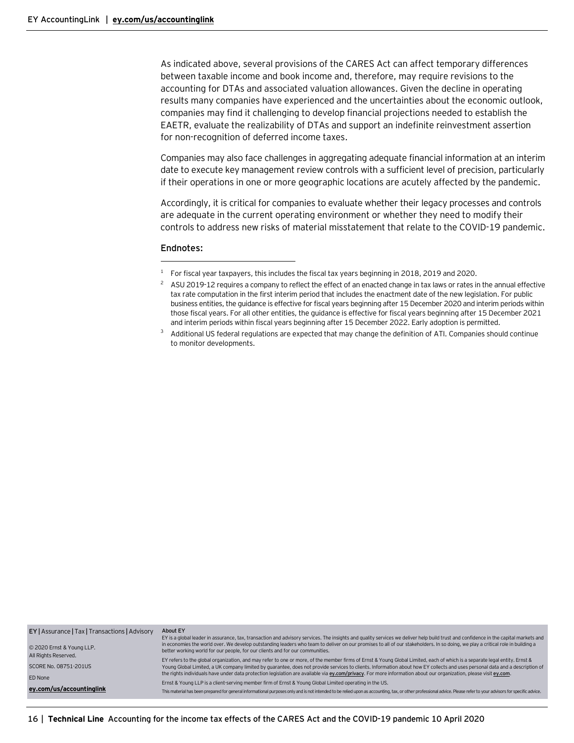As indicated above, several provisions of the CARES Act can affect temporary differences between taxable income and book income and, therefore, may require revisions to the accounting for DTAs and associated valuation allowances. Given the decline in operating results many companies have experienced and the uncertainties about the economic outlook, companies may find it challenging to develop financial projections needed to establish the EAETR, evaluate the realizability of DTAs and support an indefinite reinvestment assertion for non-recognition of deferred income taxes.

Companies may also face challenges in aggregating adequate financial information at an interim date to execute key management review controls with a sufficient level of precision, particularly if their operations in one or more geographic locations are acutely affected by the pandemic.

Accordingly, it is critical for companies to evaluate whether their legacy processes and controls are adequate in the current operating environment or whether they need to modify their controls to address new risks of material misstatement that relate to the COVID-19 pandemic.

**Endnotes:**

[1] For fiscal year taxpayers, this includes the fiscal tax years beginning in 2018, 2019 and 2020.

[2] ASU 2019-12 requires a company to reflect the effect of an enacted change in tax laws or rates in the annual effective tax rate computation in the first interim period that includes the enactment date of the new legislation. For public business entities, the guidance is effective for fiscal years beginning after 15 December 2020 and interim periods within those fiscal years. For all other entities, the guidance is effective for fiscal years beginning after 15 December 2021 and interim periods within fiscal years beginning after 15 December 2022. Early adoption is permitted.

[3] Additional US federal regulations are expected that may change the definition of ATI. Companies should continue to monitor developments.

EY | Assurance | Tax | Transactions | Advisory

© 2020 Ernst & Young LLP.
All Rights Reserved.

SCORE No. 08751-201US

ED None

**ey.com/us/accountinglink**

**About EY**

EY is a global leader in assurance, tax, transaction and advisory services. The insights and quality services we deliver help build trust and confidence in the capital markets and in economies the world over. We develop outstanding leaders who team to deliver on our promises to all of our stakeholders. In so doing, we play a critical role in building a better working world for our people, for our clients and for our communities.

EY refers to the global organization, and may refer to one or more, of the member firms of Ernst & Young Global Limited, each of which is a separate legal entity. Ernst & Young Global Limited, a UK company limited by guarantee, does not provide services to clients. Information about how EY collects and uses personal data and a description of the rights individuals have under data protection legislation are available via **ey.com/privacy**. For more information about our organization, please visit **ey.com**.

Ernst & Young LLP is a client-serving member firm of Ernst & Young Global Limited operating in the US.

This material has been prepared for general informational purposes only and is not intended to be relied upon as accounting, tax, or other professional advice. Please refer to your advisors for specific advice.